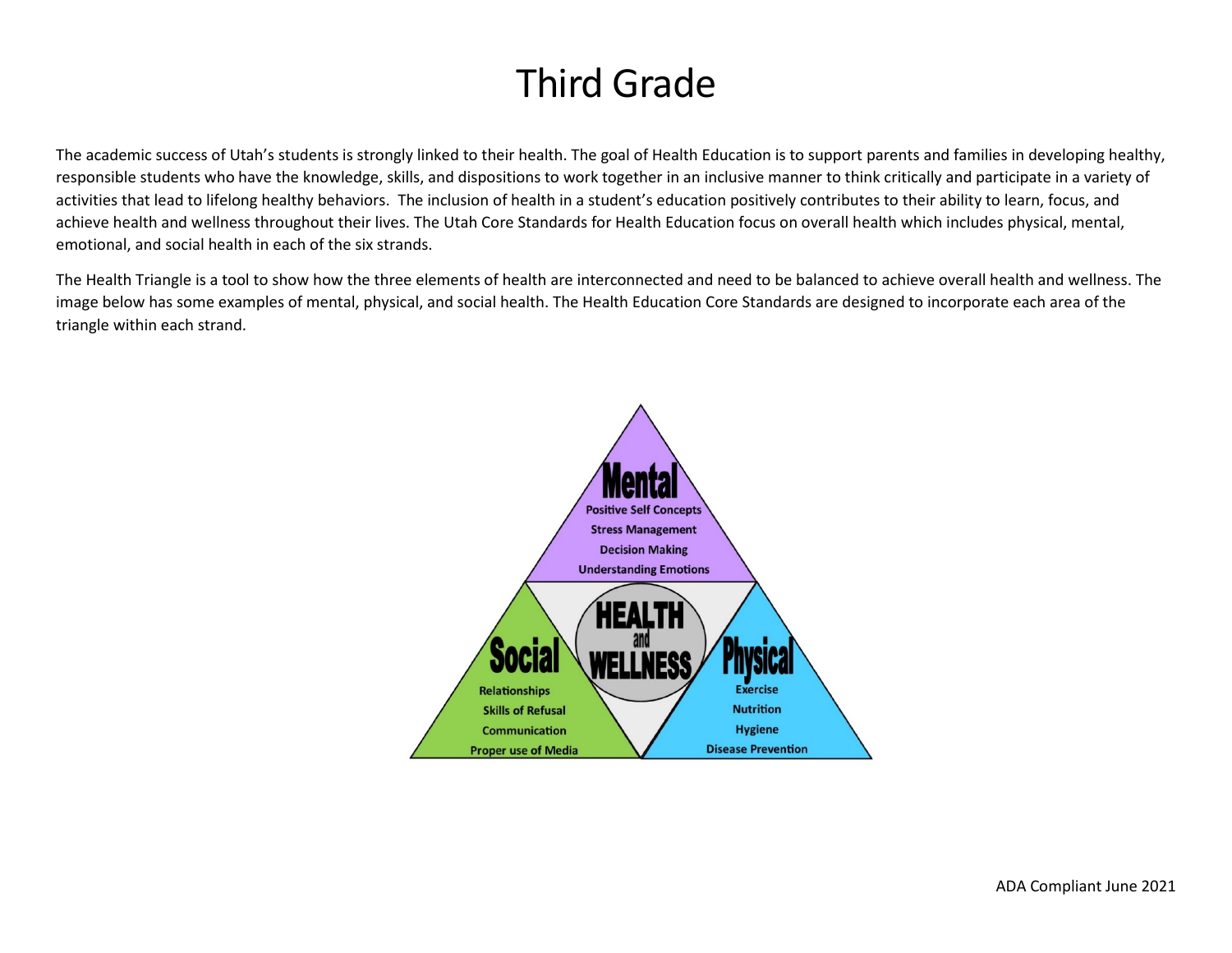# Third Grade

The academic success of Utah's students is strongly linked to their health. The goal of Health Education is to support parents and families in developing healthy, responsible students who have the knowledge, skills, and dispositions to work together in an inclusive manner to think critically and participate in a variety of activities that lead to lifelong healthy behaviors. The inclusion of health in a student's education positively contributes to their ability to learn, focus, and achieve health and wellness throughout their lives. The Utah Core Standards for Health Education focus on overall health which includes physical, mental, emotional, and social health in each of the six strands.

The Health Triangle is a tool to show how the three elements of health are interconnected and need to be balanced to achieve overall health and wellness. The image below has some examples of mental, physical, and social health. The Health Education Core Standards are designed to incorporate each area of the triangle within each strand.

**HEALTH and WELLNESS**

**Mental**
- Positive Self Concepts
- Stress Management
- Decision Making
- Understanding Emotions

**Social**
- Relationships
- Skills of Refusal
- Communication
- Proper use of Media

**Physical**
- Exercise
- Nutrition
- Hygiene
- Disease Prevention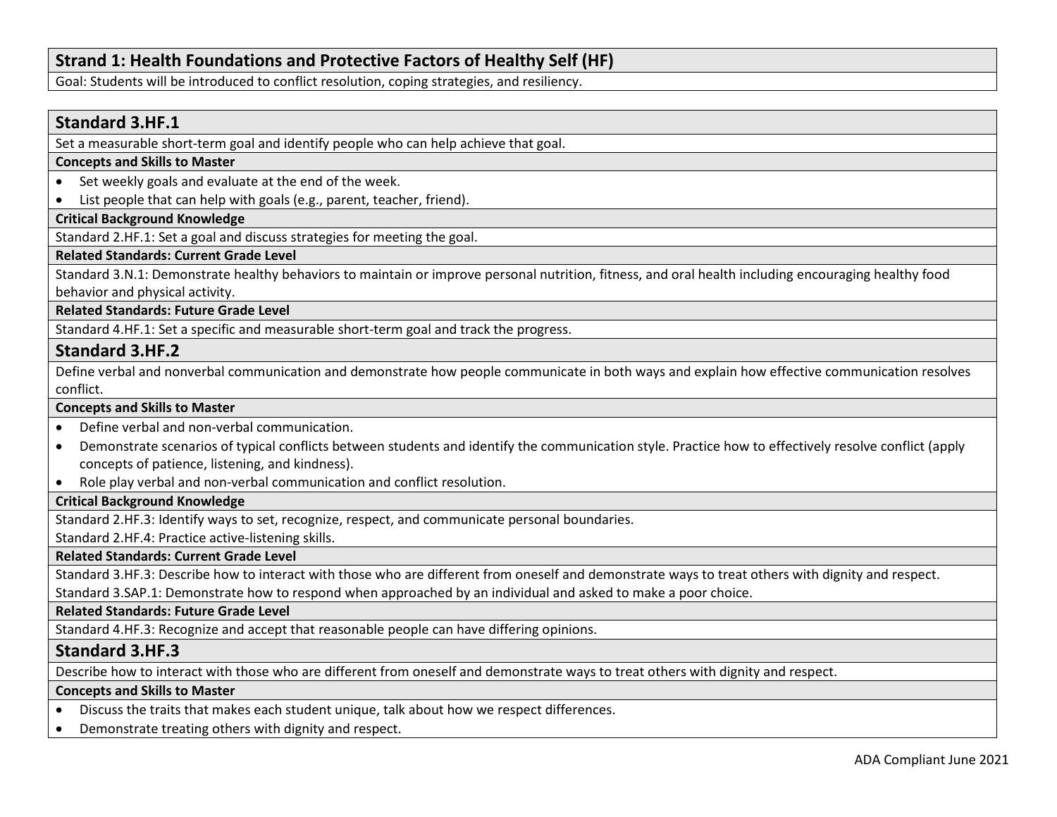## Strand 1: Health Foundations and Protective Factors of Healthy Self (HF)

Goal: Students will be introduced to conflict resolution, coping strategies, and resiliency.

### Standard 3.HF.1

Set a measurable short-term goal and identify people who can help achieve that goal.

**Concepts and Skills to Master**

- Set weekly goals and evaluate at the end of the week.
- List people that can help with goals (e.g., parent, teacher, friend).

**Critical Background Knowledge**

Standard 2.HF.1: Set a goal and discuss strategies for meeting the goal.

**Related Standards: Current Grade Level**

Standard 3.N.1: Demonstrate healthy behaviors to maintain or improve personal nutrition, fitness, and oral health including encouraging healthy food behavior and physical activity.

**Related Standards: Future Grade Level**

Standard 4.HF.1: Set a specific and measurable short-term goal and track the progress.

### Standard 3.HF.2

Define verbal and nonverbal communication and demonstrate how people communicate in both ways and explain how effective communication resolves conflict.

**Concepts and Skills to Master**

- Define verbal and non-verbal communication.
- Demonstrate scenarios of typical conflicts between students and identify the communication style. Practice how to effectively resolve conflict (apply concepts of patience, listening, and kindness).
- Role play verbal and non-verbal communication and conflict resolution.

**Critical Background Knowledge**

Standard 2.HF.3: Identify ways to set, recognize, respect, and communicate personal boundaries.

Standard 2.HF.4: Practice active-listening skills.

**Related Standards: Current Grade Level**

Standard 3.HF.3: Describe how to interact with those who are different from oneself and demonstrate ways to treat others with dignity and respect.

Standard 3.SAP.1: Demonstrate how to respond when approached by an individual and asked to make a poor choice.

**Related Standards: Future Grade Level**

Standard 4.HF.3: Recognize and accept that reasonable people can have differing opinions.

### Standard 3.HF.3

Describe how to interact with those who are different from oneself and demonstrate ways to treat others with dignity and respect.

**Concepts and Skills to Master**

- Discuss the traits that makes each student unique, talk about how we respect differences.
- Demonstrate treating others with dignity and respect.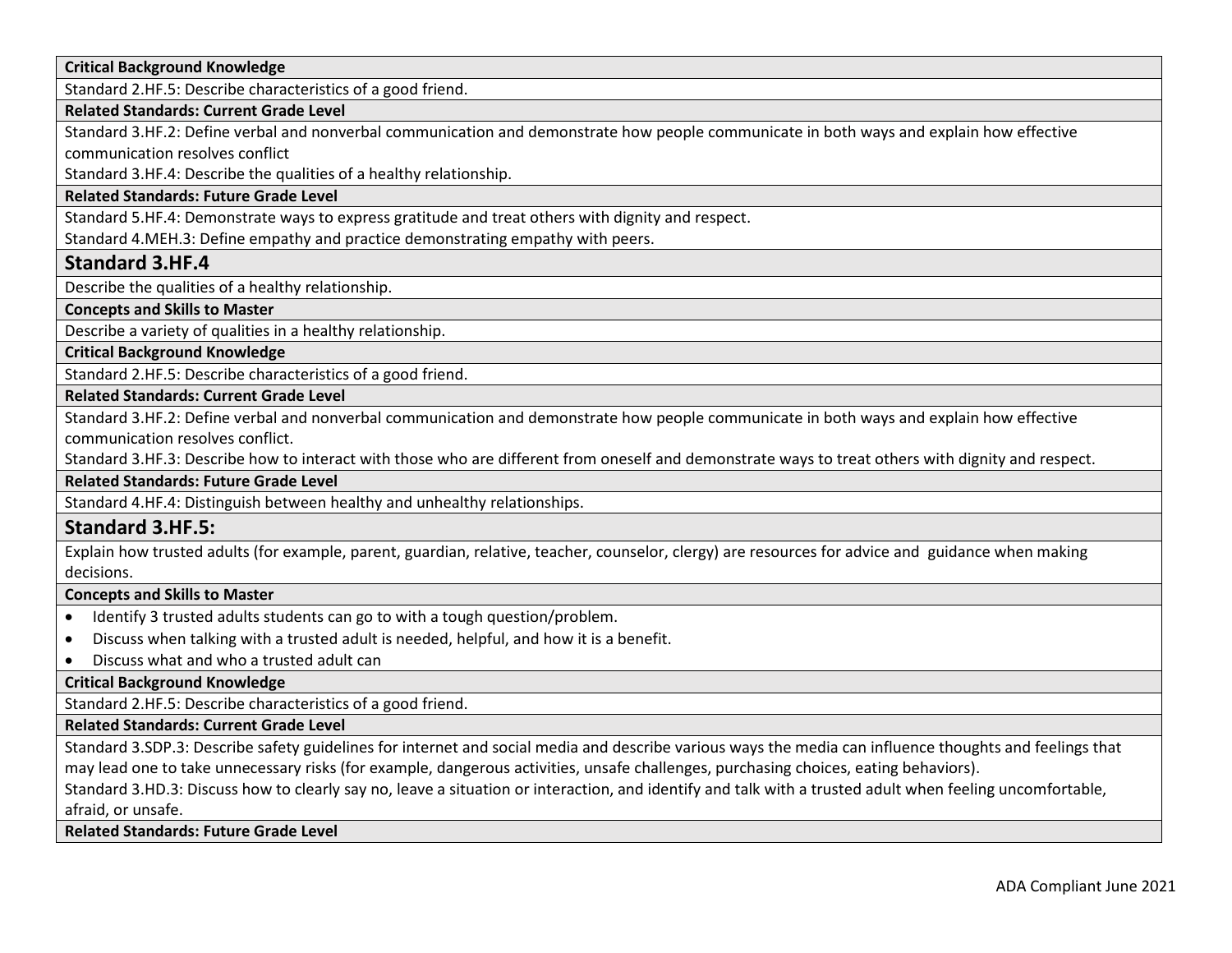**Critical Background Knowledge**

Standard 2.HF.5: Describe characteristics of a good friend.

**Related Standards: Current Grade Level**

Standard 3.HF.2: Define verbal and nonverbal communication and demonstrate how people communicate in both ways and explain how effective communication resolves conflict

Standard 3.HF.4: Describe the qualities of a healthy relationship.

**Related Standards: Future Grade Level**

Standard 5.HF.4: Demonstrate ways to express gratitude and treat others with dignity and respect.

Standard 4.MEH.3: Define empathy and practice demonstrating empathy with peers.

## Standard 3.HF.4

Describe the qualities of a healthy relationship.

**Concepts and Skills to Master**

Describe a variety of qualities in a healthy relationship.

**Critical Background Knowledge**

Standard 2.HF.5: Describe characteristics of a good friend.

**Related Standards: Current Grade Level**

Standard 3.HF.2: Define verbal and nonverbal communication and demonstrate how people communicate in both ways and explain how effective communication resolves conflict.

Standard 3.HF.3: Describe how to interact with those who are different from oneself and demonstrate ways to treat others with dignity and respect.

**Related Standards: Future Grade Level**

Standard 4.HF.4: Distinguish between healthy and unhealthy relationships.

## Standard 3.HF.5:

Explain how trusted adults (for example, parent, guardian, relative, teacher, counselor, clergy) are resources for advice and guidance when making decisions.

**Concepts and Skills to Master**

- Identify 3 trusted adults students can go to with a tough question/problem.
- Discuss when talking with a trusted adult is needed, helpful, and how it is a benefit.
- Discuss what and who a trusted adult can

**Critical Background Knowledge**

Standard 2.HF.5: Describe characteristics of a good friend.

**Related Standards: Current Grade Level**

Standard 3.SDP.3: Describe safety guidelines for internet and social media and describe various ways the media can influence thoughts and feelings that may lead one to take unnecessary risks (for example, dangerous activities, unsafe challenges, purchasing choices, eating behaviors).

Standard 3.HD.3: Discuss how to clearly say no, leave a situation or interaction, and identify and talk with a trusted adult when feeling uncomfortable, afraid, or unsafe.

**Related Standards: Future Grade Level**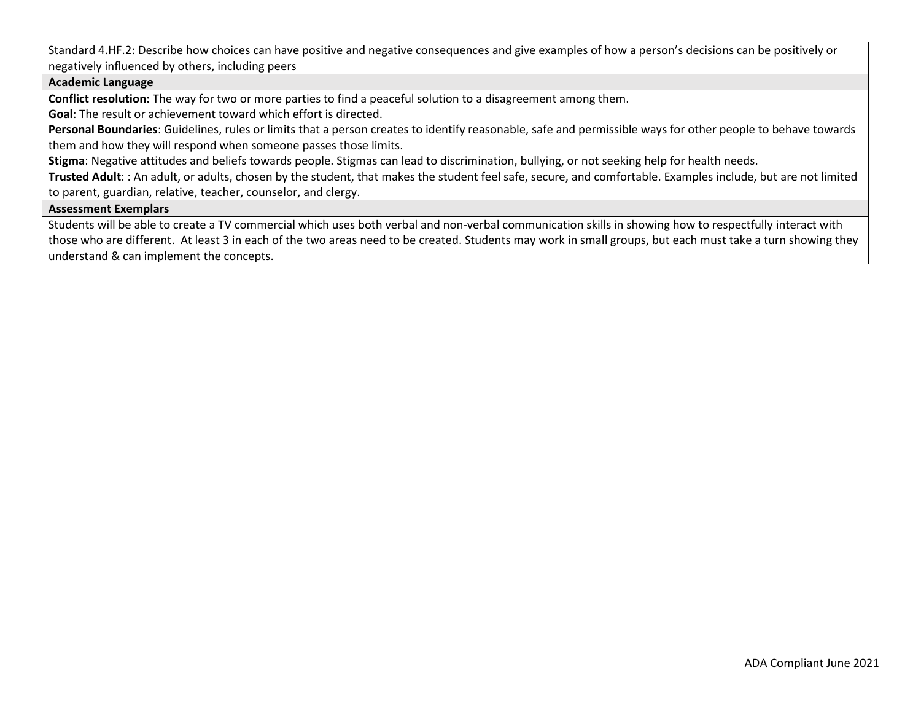Standard 4.HF.2: Describe how choices can have positive and negative consequences and give examples of how a person's decisions can be positively or negatively influenced by others, including peers

**Academic Language**

**Conflict resolution:** The way for two or more parties to find a peaceful solution to a disagreement among them.

**Goal**: The result or achievement toward which effort is directed.

**Personal Boundaries**: Guidelines, rules or limits that a person creates to identify reasonable, safe and permissible ways for other people to behave towards them and how they will respond when someone passes those limits.

**Stigma**: Negative attitudes and beliefs towards people. Stigmas can lead to discrimination, bullying, or not seeking help for health needs.

**Trusted Adult**: : An adult, or adults, chosen by the student, that makes the student feel safe, secure, and comfortable. Examples include, but are not limited to parent, guardian, relative, teacher, counselor, and clergy.

**Assessment Exemplars**

Students will be able to create a TV commercial which uses both verbal and non-verbal communication skills in showing how to respectfully interact with those who are different. At least 3 in each of the two areas need to be created. Students may work in small groups, but each must take a turn showing they understand & can implement the concepts.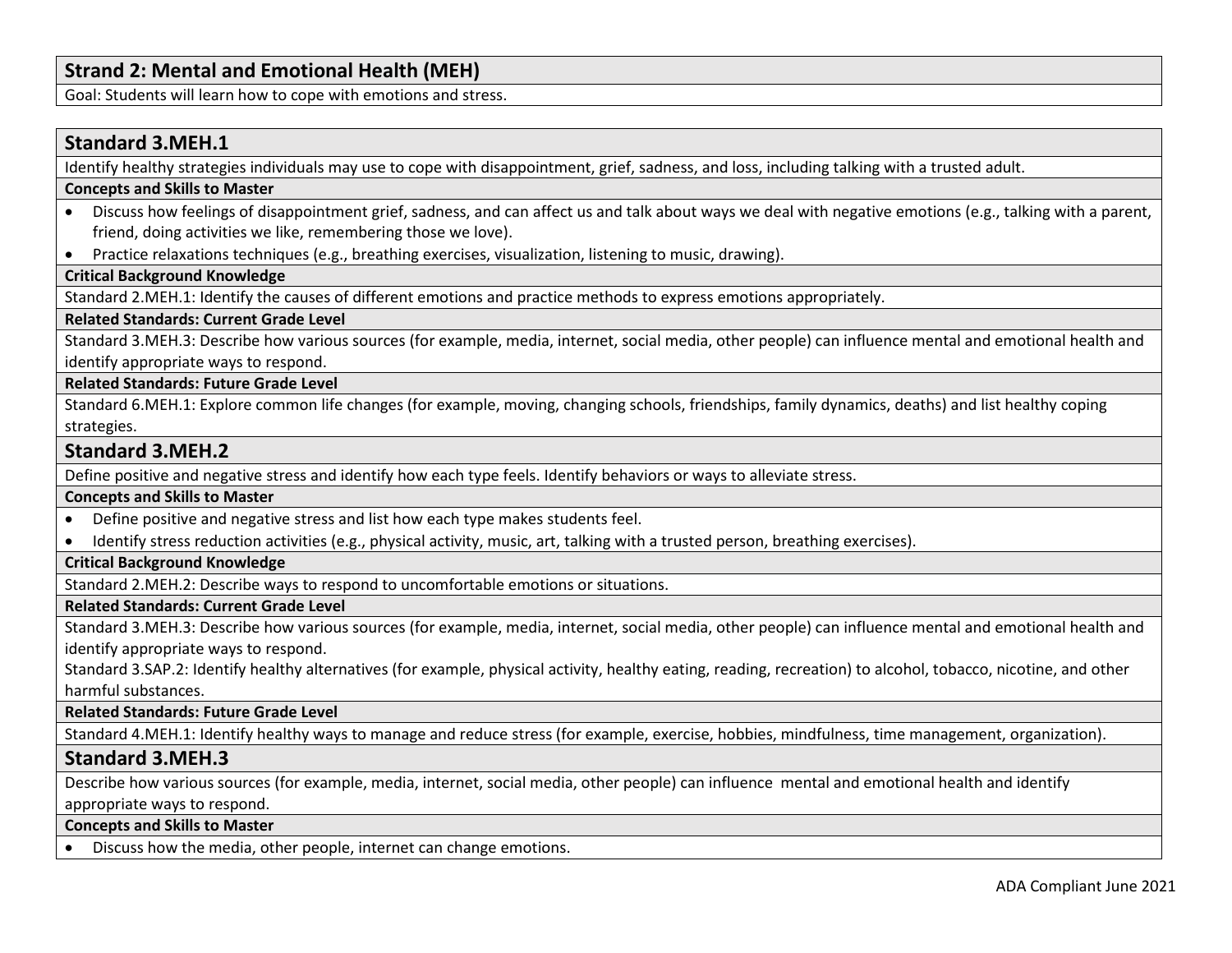## Strand 2: Mental and Emotional Health (MEH)

Goal: Students will learn how to cope with emotions and stress.

### Standard 3.MEH.1

Identify healthy strategies individuals may use to cope with disappointment, grief, sadness, and loss, including talking with a trusted adult.

**Concepts and Skills to Master**

- Discuss how feelings of disappointment grief, sadness, and can affect us and talk about ways we deal with negative emotions (e.g., talking with a parent, friend, doing activities we like, remembering those we love).
- Practice relaxations techniques (e.g., breathing exercises, visualization, listening to music, drawing).

**Critical Background Knowledge**

Standard 2.MEH.1: Identify the causes of different emotions and practice methods to express emotions appropriately.

**Related Standards: Current Grade Level**

Standard 3.MEH.3: Describe how various sources (for example, media, internet, social media, other people) can influence mental and emotional health and identify appropriate ways to respond.

**Related Standards: Future Grade Level**

Standard 6.MEH.1: Explore common life changes (for example, moving, changing schools, friendships, family dynamics, deaths) and list healthy coping strategies.

### Standard 3.MEH.2

Define positive and negative stress and identify how each type feels. Identify behaviors or ways to alleviate stress.

**Concepts and Skills to Master**

- Define positive and negative stress and list how each type makes students feel.
- Identify stress reduction activities (e.g., physical activity, music, art, talking with a trusted person, breathing exercises).

**Critical Background Knowledge**

Standard 2.MEH.2: Describe ways to respond to uncomfortable emotions or situations.

**Related Standards: Current Grade Level**

Standard 3.MEH.3: Describe how various sources (for example, media, internet, social media, other people) can influence mental and emotional health and identify appropriate ways to respond.

Standard 3.SAP.2: Identify healthy alternatives (for example, physical activity, healthy eating, reading, recreation) to alcohol, tobacco, nicotine, and other harmful substances.

**Related Standards: Future Grade Level**

Standard 4.MEH.1: Identify healthy ways to manage and reduce stress (for example, exercise, hobbies, mindfulness, time management, organization).

### Standard 3.MEH.3

Describe how various sources (for example, media, internet, social media, other people) can influence mental and emotional health and identify appropriate ways to respond.

**Concepts and Skills to Master**

- Discuss how the media, other people, internet can change emotions.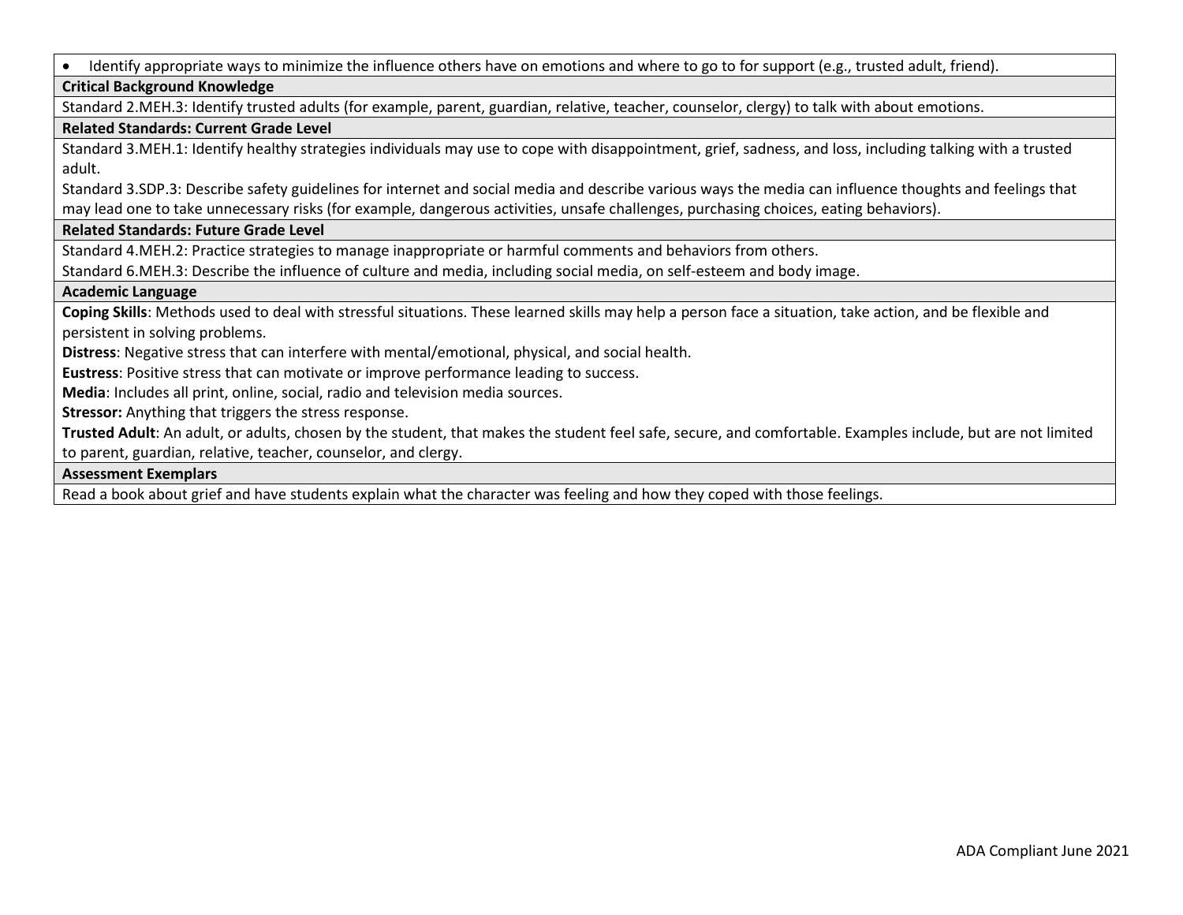- Identify appropriate ways to minimize the influence others have on emotions and where to go to for support (e.g., trusted adult, friend).

**Critical Background Knowledge**

Standard 2.MEH.3: Identify trusted adults (for example, parent, guardian, relative, teacher, counselor, clergy) to talk with about emotions.

**Related Standards: Current Grade Level**

Standard 3.MEH.1: Identify healthy strategies individuals may use to cope with disappointment, grief, sadness, and loss, including talking with a trusted adult.

Standard 3.SDP.3: Describe safety guidelines for internet and social media and describe various ways the media can influence thoughts and feelings that may lead one to take unnecessary risks (for example, dangerous activities, unsafe challenges, purchasing choices, eating behaviors).

**Related Standards: Future Grade Level**

Standard 4.MEH.2: Practice strategies to manage inappropriate or harmful comments and behaviors from others.

Standard 6.MEH.3: Describe the influence of culture and media, including social media, on self-esteem and body image.

**Academic Language**

**Coping Skills**: Methods used to deal with stressful situations. These learned skills may help a person face a situation, take action, and be flexible and persistent in solving problems.

**Distress**: Negative stress that can interfere with mental/emotional, physical, and social health.

**Eustress**: Positive stress that can motivate or improve performance leading to success.

**Media**: Includes all print, online, social, radio and television media sources.

**Stressor:** Anything that triggers the stress response.

**Trusted Adult**: An adult, or adults, chosen by the student, that makes the student feel safe, secure, and comfortable. Examples include, but are not limited to parent, guardian, relative, teacher, counselor, and clergy.

**Assessment Exemplars**

Read a book about grief and have students explain what the character was feeling and how they coped with those feelings.

ADA Compliant June 2021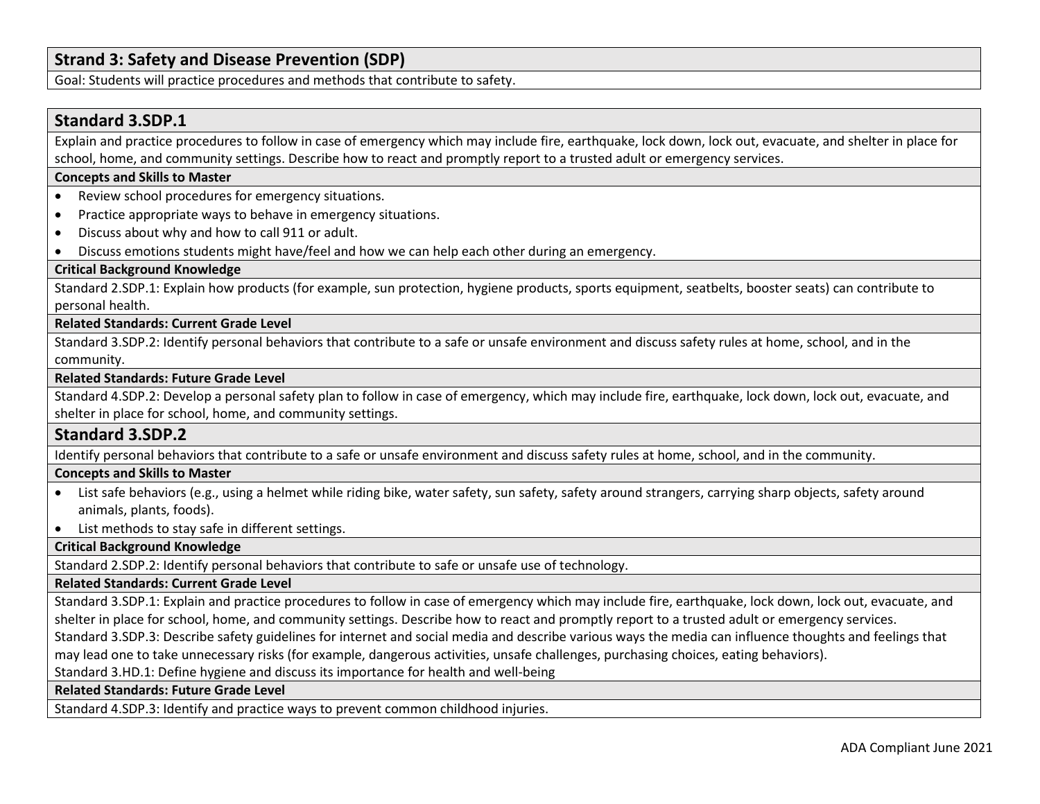## Strand 3: Safety and Disease Prevention (SDP)

Goal: Students will practice procedures and methods that contribute to safety.

## Standard 3.SDP.1

Explain and practice procedures to follow in case of emergency which may include fire, earthquake, lock down, lock out, evacuate, and shelter in place for school, home, and community settings. Describe how to react and promptly report to a trusted adult or emergency services.

**Concepts and Skills to Master**

- Review school procedures for emergency situations.
- Practice appropriate ways to behave in emergency situations.
- Discuss about why and how to call 911 or adult.
- Discuss emotions students might have/feel and how we can help each other during an emergency.

**Critical Background Knowledge**

Standard 2.SDP.1: Explain how products (for example, sun protection, hygiene products, sports equipment, seatbelts, booster seats) can contribute to personal health.

**Related Standards: Current Grade Level**

Standard 3.SDP.2: Identify personal behaviors that contribute to a safe or unsafe environment and discuss safety rules at home, school, and in the community.

**Related Standards: Future Grade Level**

Standard 4.SDP.2: Develop a personal safety plan to follow in case of emergency, which may include fire, earthquake, lock down, lock out, evacuate, and shelter in place for school, home, and community settings.

## Standard 3.SDP.2

Identify personal behaviors that contribute to a safe or unsafe environment and discuss safety rules at home, school, and in the community.

**Concepts and Skills to Master**

- List safe behaviors (e.g., using a helmet while riding bike, water safety, sun safety, safety around strangers, carrying sharp objects, safety around animals, plants, foods).
- List methods to stay safe in different settings.

**Critical Background Knowledge**

Standard 2.SDP.2: Identify personal behaviors that contribute to safe or unsafe use of technology.

**Related Standards: Current Grade Level**

Standard 3.SDP.1: Explain and practice procedures to follow in case of emergency which may include fire, earthquake, lock down, lock out, evacuate, and shelter in place for school, home, and community settings. Describe how to react and promptly report to a trusted adult or emergency services.
Standard 3.SDP.3: Describe safety guidelines for internet and social media and describe various ways the media can influence thoughts and feelings that may lead one to take unnecessary risks (for example, dangerous activities, unsafe challenges, purchasing choices, eating behaviors).
Standard 3.HD.1: Define hygiene and discuss its importance for health and well-being

**Related Standards: Future Grade Level**

Standard 4.SDP.3: Identify and practice ways to prevent common childhood injuries.

ADA Compliant June 2021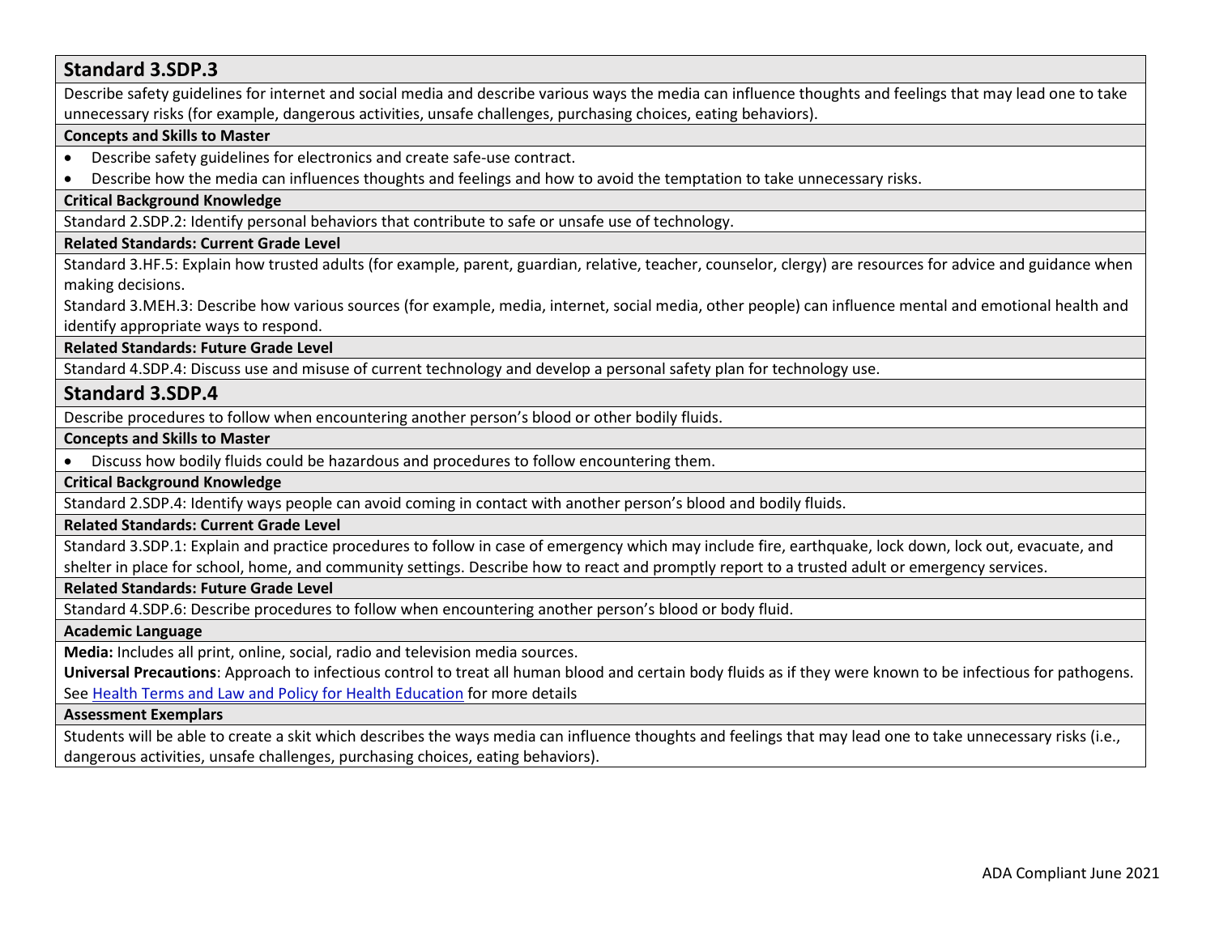## Standard 3.SDP.3

Describe safety guidelines for internet and social media and describe various ways the media can influence thoughts and feelings that may lead one to take unnecessary risks (for example, dangerous activities, unsafe challenges, purchasing choices, eating behaviors).

**Concepts and Skills to Master**

- Describe safety guidelines for electronics and create safe-use contract.
- Describe how the media can influences thoughts and feelings and how to avoid the temptation to take unnecessary risks.

**Critical Background Knowledge**

Standard 2.SDP.2: Identify personal behaviors that contribute to safe or unsafe use of technology.

**Related Standards: Current Grade Level**

Standard 3.HF.5: Explain how trusted adults (for example, parent, guardian, relative, teacher, counselor, clergy) are resources for advice and guidance when making decisions.

Standard 3.MEH.3: Describe how various sources (for example, media, internet, social media, other people) can influence mental and emotional health and identify appropriate ways to respond.

**Related Standards: Future Grade Level**

Standard 4.SDP.4: Discuss use and misuse of current technology and develop a personal safety plan for technology use.

## Standard 3.SDP.4

Describe procedures to follow when encountering another person's blood or other bodily fluids.

**Concepts and Skills to Master**

- Discuss how bodily fluids could be hazardous and procedures to follow encountering them.

**Critical Background Knowledge**

Standard 2.SDP.4: Identify ways people can avoid coming in contact with another person's blood and bodily fluids.

**Related Standards: Current Grade Level**

Standard 3.SDP.1: Explain and practice procedures to follow in case of emergency which may include fire, earthquake, lock down, lock out, evacuate, and shelter in place for school, home, and community settings. Describe how to react and promptly report to a trusted adult or emergency services.

**Related Standards: Future Grade Level**

Standard 4.SDP.6: Describe procedures to follow when encountering another person's blood or body fluid.

**Academic Language**

**Media:** Includes all print, online, social, radio and television media sources.

**Universal Precautions**: Approach to infectious control to treat all human blood and certain body fluids as if they were known to be infectious for pathogens. See Health Terms and Law and Policy for Health Education for more details

**Assessment Exemplars**

Students will be able to create a skit which describes the ways media can influence thoughts and feelings that may lead one to take unnecessary risks (i.e., dangerous activities, unsafe challenges, purchasing choices, eating behaviors).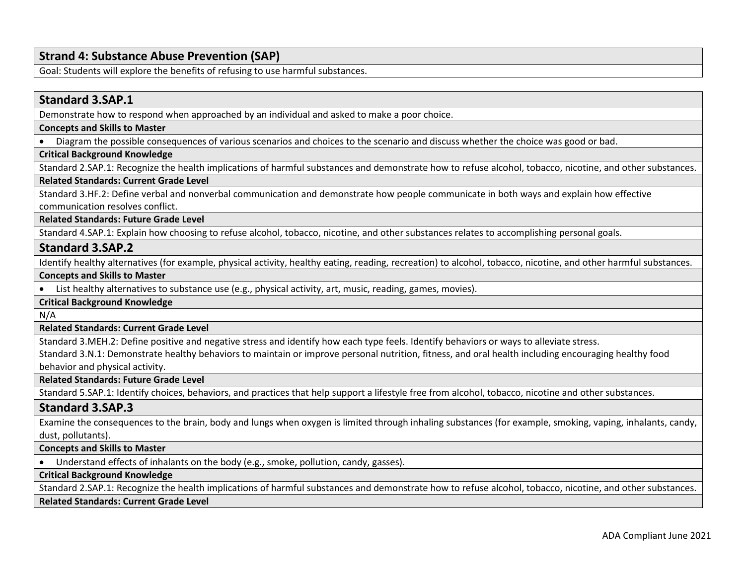## Strand 4: Substance Abuse Prevention (SAP)

Goal: Students will explore the benefits of refusing to use harmful substances.

### Standard 3.SAP.1

Demonstrate how to respond when approached by an individual and asked to make a poor choice.

**Concepts and Skills to Master**

- Diagram the possible consequences of various scenarios and choices to the scenario and discuss whether the choice was good or bad.

**Critical Background Knowledge**

Standard 2.SAP.1: Recognize the health implications of harmful substances and demonstrate how to refuse alcohol, tobacco, nicotine, and other substances.

**Related Standards: Current Grade Level**

Standard 3.HF.2: Define verbal and nonverbal communication and demonstrate how people communicate in both ways and explain how effective communication resolves conflict.

**Related Standards: Future Grade Level**

Standard 4.SAP.1: Explain how choosing to refuse alcohol, tobacco, nicotine, and other substances relates to accomplishing personal goals.

### Standard 3.SAP.2

Identify healthy alternatives (for example, physical activity, healthy eating, reading, recreation) to alcohol, tobacco, nicotine, and other harmful substances.

**Concepts and Skills to Master**

- List healthy alternatives to substance use (e.g., physical activity, art, music, reading, games, movies).

**Critical Background Knowledge**

N/A

**Related Standards: Current Grade Level**

Standard 3.MEH.2: Define positive and negative stress and identify how each type feels. Identify behaviors or ways to alleviate stress.

Standard 3.N.1: Demonstrate healthy behaviors to maintain or improve personal nutrition, fitness, and oral health including encouraging healthy food behavior and physical activity.

**Related Standards: Future Grade Level**

Standard 5.SAP.1: Identify choices, behaviors, and practices that help support a lifestyle free from alcohol, tobacco, nicotine and other substances.

### Standard 3.SAP.3

Examine the consequences to the brain, body and lungs when oxygen is limited through inhaling substances (for example, smoking, vaping, inhalants, candy, dust, pollutants).

**Concepts and Skills to Master**

- Understand effects of inhalants on the body (e.g., smoke, pollution, candy, gasses).

**Critical Background Knowledge**

Standard 2.SAP.1: Recognize the health implications of harmful substances and demonstrate how to refuse alcohol, tobacco, nicotine, and other substances.

**Related Standards: Current Grade Level**

ADA Compliant June 2021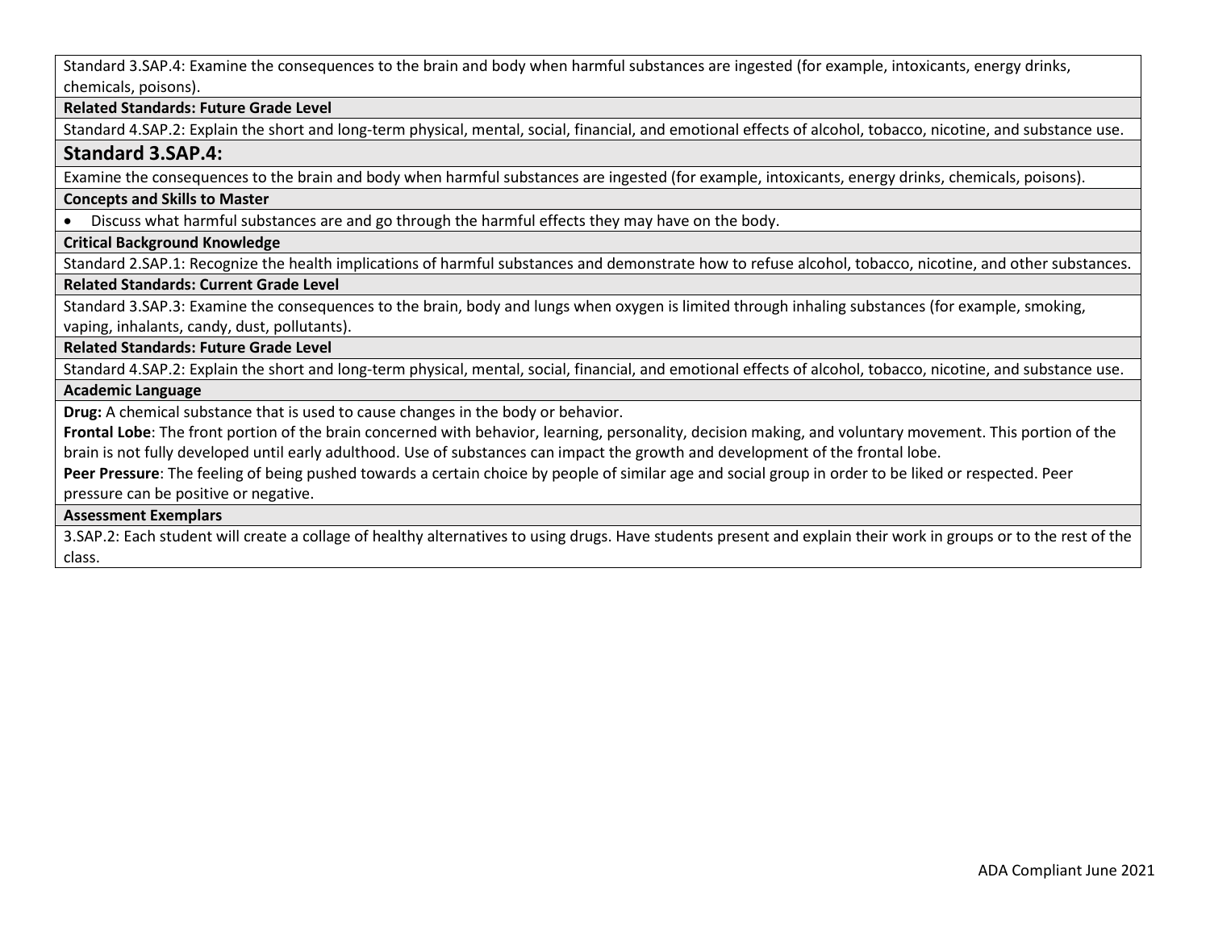Standard 3.SAP.4: Examine the consequences to the brain and body when harmful substances are ingested (for example, intoxicants, energy drinks, chemicals, poisons).

**Related Standards: Future Grade Level**

Standard 4.SAP.2: Explain the short and long-term physical, mental, social, financial, and emotional effects of alcohol, tobacco, nicotine, and substance use.

## Standard 3.SAP.4:

Examine the consequences to the brain and body when harmful substances are ingested (for example, intoxicants, energy drinks, chemicals, poisons).

**Concepts and Skills to Master**

- Discuss what harmful substances are and go through the harmful effects they may have on the body.

**Critical Background Knowledge**

Standard 2.SAP.1: Recognize the health implications of harmful substances and demonstrate how to refuse alcohol, tobacco, nicotine, and other substances.

**Related Standards: Current Grade Level**

Standard 3.SAP.3: Examine the consequences to the brain, body and lungs when oxygen is limited through inhaling substances (for example, smoking, vaping, inhalants, candy, dust, pollutants).

**Related Standards: Future Grade Level**

Standard 4.SAP.2: Explain the short and long-term physical, mental, social, financial, and emotional effects of alcohol, tobacco, nicotine, and substance use.

**Academic Language**

**Drug:** A chemical substance that is used to cause changes in the body or behavior.

**Frontal Lobe**: The front portion of the brain concerned with behavior, learning, personality, decision making, and voluntary movement. This portion of the brain is not fully developed until early adulthood. Use of substances can impact the growth and development of the frontal lobe.

**Peer Pressure**: The feeling of being pushed towards a certain choice by people of similar age and social group in order to be liked or respected. Peer pressure can be positive or negative.

**Assessment Exemplars**

3.SAP.2: Each student will create a collage of healthy alternatives to using drugs. Have students present and explain their work in groups or to the rest of the class.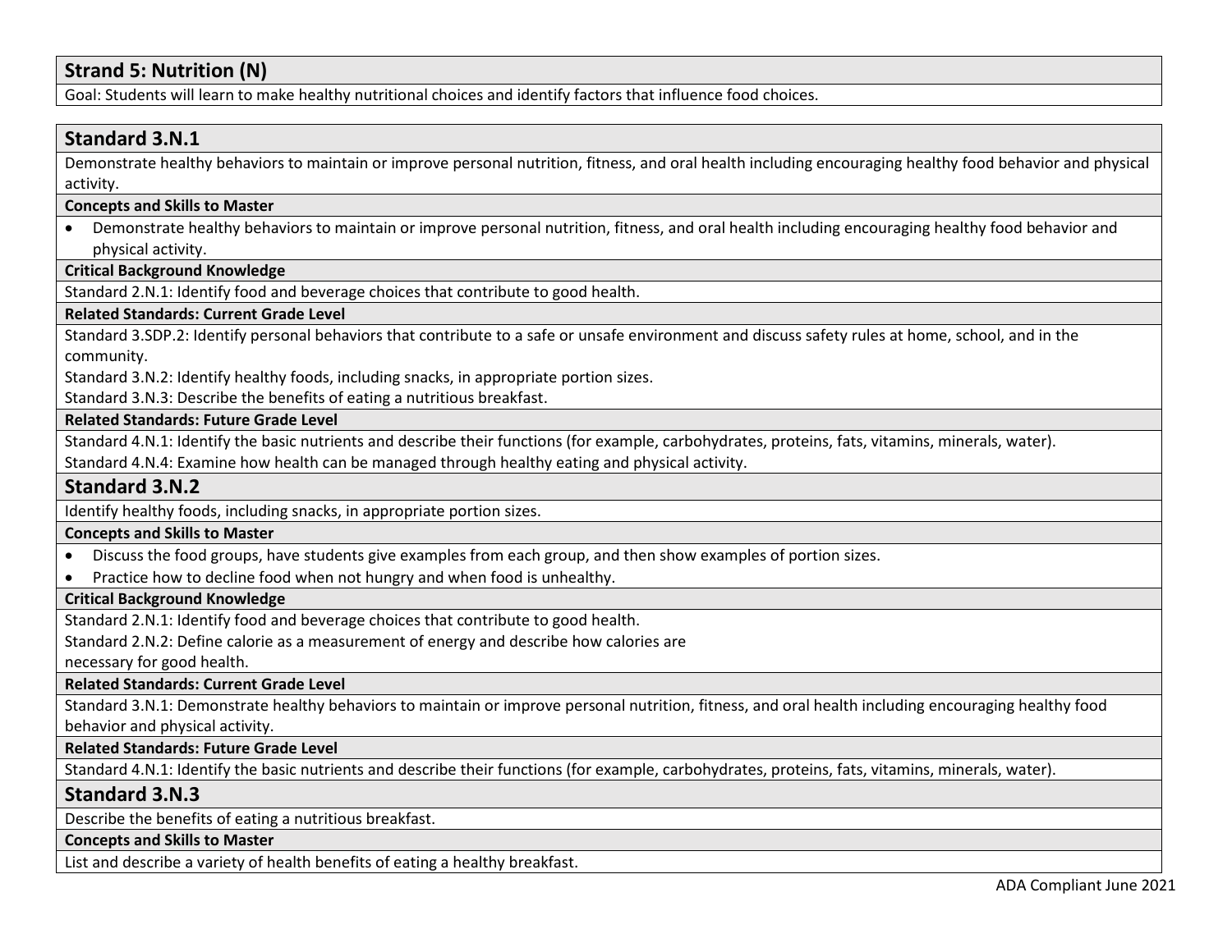## Strand 5: Nutrition (N)

Goal: Students will learn to make healthy nutritional choices and identify factors that influence food choices.

### Standard 3.N.1

Demonstrate healthy behaviors to maintain or improve personal nutrition, fitness, and oral health including encouraging healthy food behavior and physical activity.

**Concepts and Skills to Master**

- Demonstrate healthy behaviors to maintain or improve personal nutrition, fitness, and oral health including encouraging healthy food behavior and physical activity.

**Critical Background Knowledge**

Standard 2.N.1: Identify food and beverage choices that contribute to good health.

**Related Standards: Current Grade Level**

Standard 3.SDP.2: Identify personal behaviors that contribute to a safe or unsafe environment and discuss safety rules at home, school, and in the community.

Standard 3.N.2: Identify healthy foods, including snacks, in appropriate portion sizes.

Standard 3.N.3: Describe the benefits of eating a nutritious breakfast.

**Related Standards: Future Grade Level**

Standard 4.N.1: Identify the basic nutrients and describe their functions (for example, carbohydrates, proteins, fats, vitamins, minerals, water).

Standard 4.N.4: Examine how health can be managed through healthy eating and physical activity.

### Standard 3.N.2

Identify healthy foods, including snacks, in appropriate portion sizes.

**Concepts and Skills to Master**

- Discuss the food groups, have students give examples from each group, and then show examples of portion sizes.
- Practice how to decline food when not hungry and when food is unhealthy.

**Critical Background Knowledge**

Standard 2.N.1: Identify food and beverage choices that contribute to good health.

Standard 2.N.2: Define calorie as a measurement of energy and describe how calories are necessary for good health.

**Related Standards: Current Grade Level**

Standard 3.N.1: Demonstrate healthy behaviors to maintain or improve personal nutrition, fitness, and oral health including encouraging healthy food behavior and physical activity.

**Related Standards: Future Grade Level**

Standard 4.N.1: Identify the basic nutrients and describe their functions (for example, carbohydrates, proteins, fats, vitamins, minerals, water).

### Standard 3.N.3

Describe the benefits of eating a nutritious breakfast.

**Concepts and Skills to Master**

List and describe a variety of health benefits of eating a healthy breakfast.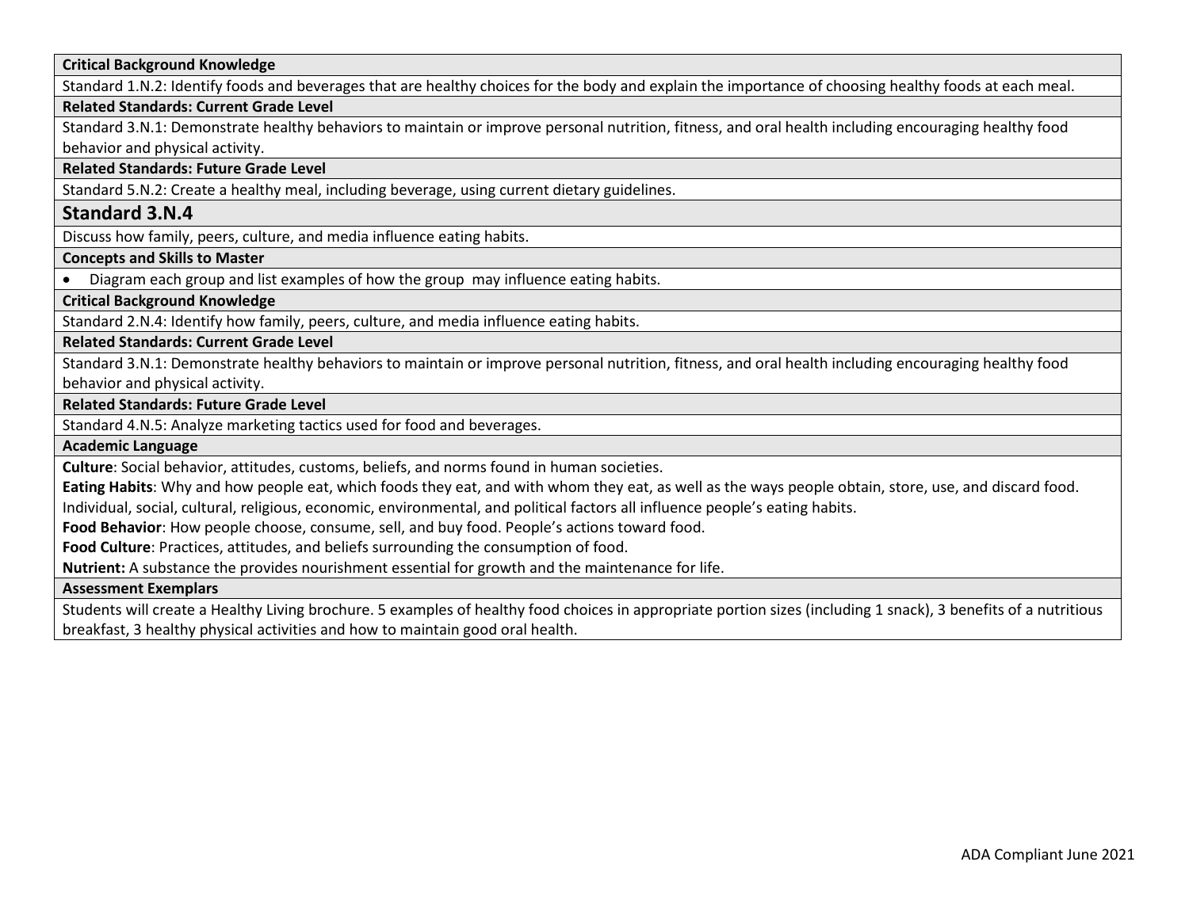**Critical Background Knowledge**

Standard 1.N.2: Identify foods and beverages that are healthy choices for the body and explain the importance of choosing healthy foods at each meal.

**Related Standards: Current Grade Level**

Standard 3.N.1: Demonstrate healthy behaviors to maintain or improve personal nutrition, fitness, and oral health including encouraging healthy food behavior and physical activity.

**Related Standards: Future Grade Level**

Standard 5.N.2: Create a healthy meal, including beverage, using current dietary guidelines.

## Standard 3.N.4

Discuss how family, peers, culture, and media influence eating habits.

**Concepts and Skills to Master**

- Diagram each group and list examples of how the group may influence eating habits.

**Critical Background Knowledge**

Standard 2.N.4: Identify how family, peers, culture, and media influence eating habits.

**Related Standards: Current Grade Level**

Standard 3.N.1: Demonstrate healthy behaviors to maintain or improve personal nutrition, fitness, and oral health including encouraging healthy food behavior and physical activity.

**Related Standards: Future Grade Level**

Standard 4.N.5: Analyze marketing tactics used for food and beverages.

**Academic Language**

**Culture**: Social behavior, attitudes, customs, beliefs, and norms found in human societies.

**Eating Habits**: Why and how people eat, which foods they eat, and with whom they eat, as well as the ways people obtain, store, use, and discard food. Individual, social, cultural, religious, economic, environmental, and political factors all influence people's eating habits.

**Food Behavior**: How people choose, consume, sell, and buy food. People's actions toward food.

**Food Culture**: Practices, attitudes, and beliefs surrounding the consumption of food.

**Nutrient:** A substance the provides nourishment essential for growth and the maintenance for life.

**Assessment Exemplars**

Students will create a Healthy Living brochure. 5 examples of healthy food choices in appropriate portion sizes (including 1 snack), 3 benefits of a nutritious breakfast, 3 healthy physical activities and how to maintain good oral health.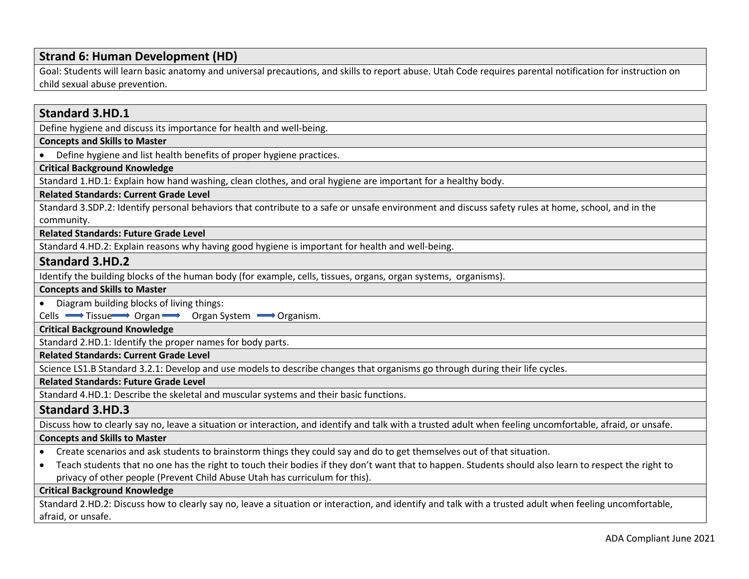## Strand 6: Human Development (HD)

Goal: Students will learn basic anatomy and universal precautions, and skills to report abuse. Utah Code requires parental notification for instruction on child sexual abuse prevention.

### Standard 3.HD.1

Define hygiene and discuss its importance for health and well-being.

**Concepts and Skills to Master**

- Define hygiene and list health benefits of proper hygiene practices.

**Critical Background Knowledge**

Standard 1.HD.1: Explain how hand washing, clean clothes, and oral hygiene are important for a healthy body.

**Related Standards: Current Grade Level**

Standard 3.SDP.2: Identify personal behaviors that contribute to a safe or unsafe environment and discuss safety rules at home, school, and in the community.

**Related Standards: Future Grade Level**

Standard 4.HD.2: Explain reasons why having good hygiene is important for health and well-being.

### Standard 3.HD.2

Identify the building blocks of the human body (for example, cells, tissues, organs, organ systems, organisms).

**Concepts and Skills to Master**

- Diagram building blocks of living things:

Cells → Tissue → Organ → Organ System → Organism.

**Critical Background Knowledge**

Standard 2.HD.1: Identify the proper names for body parts.

**Related Standards: Current Grade Level**

Science LS1.B Standard 3.2.1: Develop and use models to describe changes that organisms go through during their life cycles.

**Related Standards: Future Grade Level**

Standard 4.HD.1: Describe the skeletal and muscular systems and their basic functions.

### Standard 3.HD.3

Discuss how to clearly say no, leave a situation or interaction, and identify and talk with a trusted adult when feeling uncomfortable, afraid, or unsafe.

**Concepts and Skills to Master**

- Create scenarios and ask students to brainstorm things they could say and do to get themselves out of that situation.
- Teach students that no one has the right to touch their bodies if they don't want that to happen. Students should also learn to respect the right to privacy of other people (Prevent Child Abuse Utah has curriculum for this).

**Critical Background Knowledge**

Standard 2.HD.2: Discuss how to clearly say no, leave a situation or interaction, and identify and talk with a trusted adult when feeling uncomfortable, afraid, or unsafe.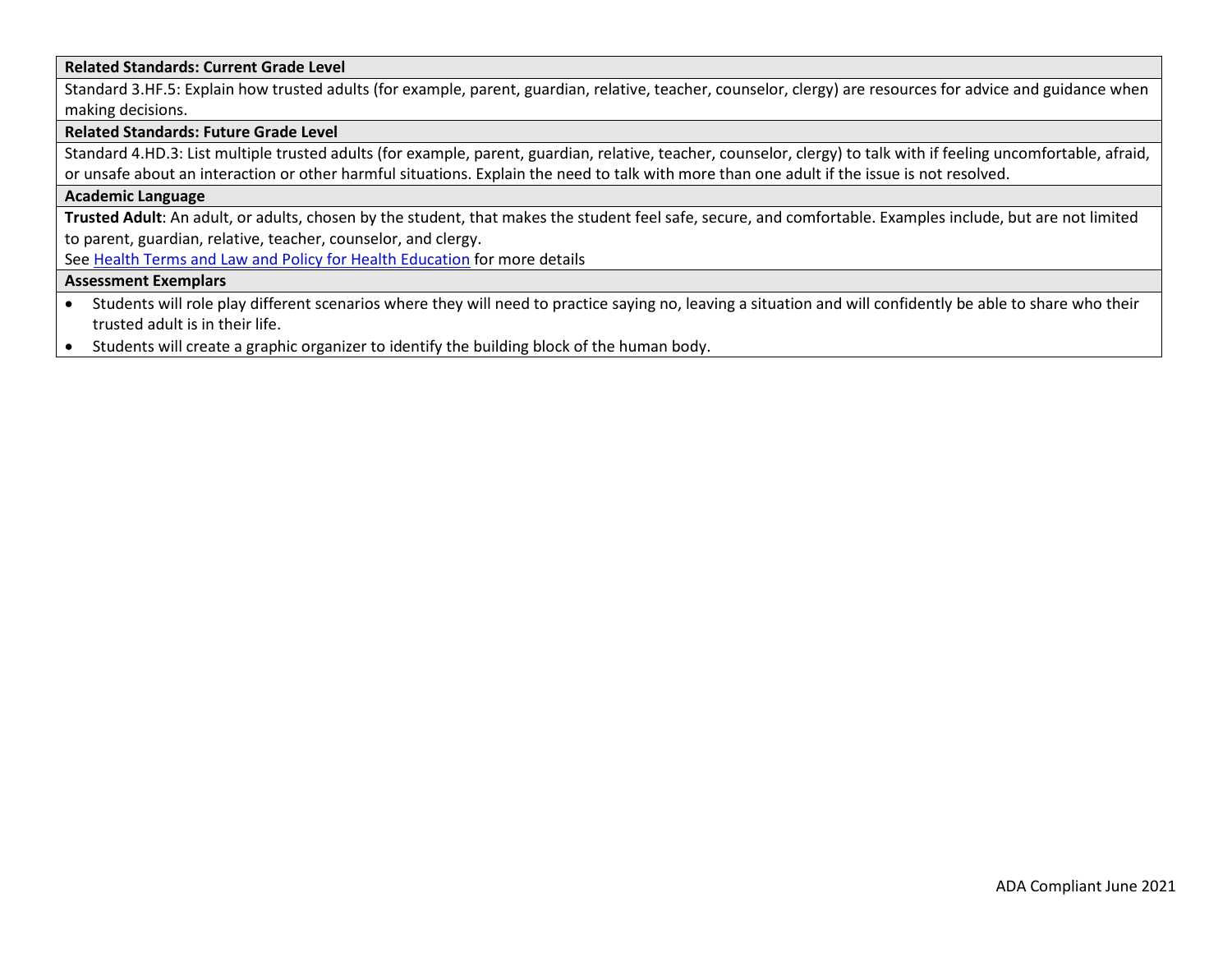**Related Standards: Current Grade Level**

Standard 3.HF.5: Explain how trusted adults (for example, parent, guardian, relative, teacher, counselor, clergy) are resources for advice and guidance when making decisions.

**Related Standards: Future Grade Level**

Standard 4.HD.3: List multiple trusted adults (for example, parent, guardian, relative, teacher, counselor, clergy) to talk with if feeling uncomfortable, afraid, or unsafe about an interaction or other harmful situations. Explain the need to talk with more than one adult if the issue is not resolved.

**Academic Language**

**Trusted Adult**: An adult, or adults, chosen by the student, that makes the student feel safe, secure, and comfortable. Examples include, but are not limited to parent, guardian, relative, teacher, counselor, and clergy.

See Health Terms and Law and Policy for Health Education for more details

**Assessment Exemplars**

- Students will role play different scenarios where they will need to practice saying no, leaving a situation and will confidently be able to share who their trusted adult is in their life.
- Students will create a graphic organizer to identify the building block of the human body.

ADA Compliant June 2021